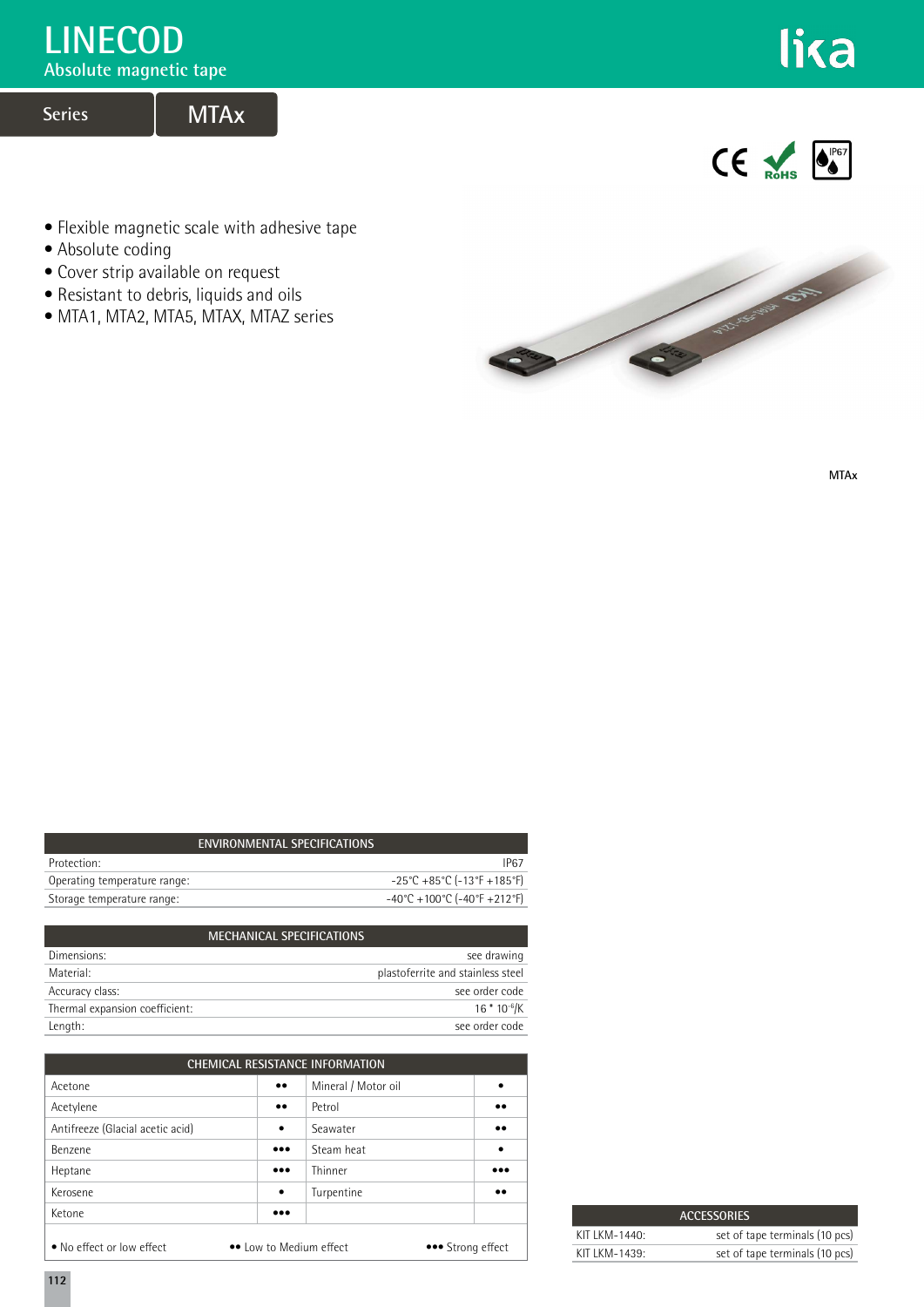# LINECOD

## Absolute magnetic tape

Series **MTAx**

- Flexible magnetic scale with adhesive tape
- Absolute coding
- Cover strip available on request
- Resistant to debris, liquids and oils
- MTA1, MTA2, MTA5, MTAX, MTAZ series

MTAx

| ENVIRONMENTAL SPECIFICATIONS | |
|---|---|
| Protection: | IP67 |
| Operating temperature range: | -25°C +85°C (-13°F +185°F) |
| Storage temperature range: | -40°C +100°C (-40°F +212°F) |

| MECHANICAL SPECIFICATIONS | |
|---|---|
| Dimensions: | see drawing |
| Material: | plastoferrite and stainless steel |
| Accuracy class: | see order code |
| Thermal expansion coefficient: | $16 * 10^{-6}$/K |
| Length: | see order code |

| CHEMICAL RESISTANCE INFORMATION | | | |
|---|---|---|---|
| Acetone | •• | Mineral / Motor oil | • |
| Acetylene | •• | Petrol | •• |
| Antifreeze (Glacial acetic acid) | • | Seawater | •• |
| Benzene | ••• | Steam heat | • |
| Heptane | ••• | Thinner | ••• |
| Kerosene | • | Turpentine | •• |
| Ketone | ••• | | |

• No effect or low effect  •• Low to Medium effect  ••• Strong effect

| ACCESSORIES | |
|---|---|
| KIT LKM-1440: | set of tape terminals (10 pcs) |
| KIT LKM-1439: | set of tape terminals (10 pcs) |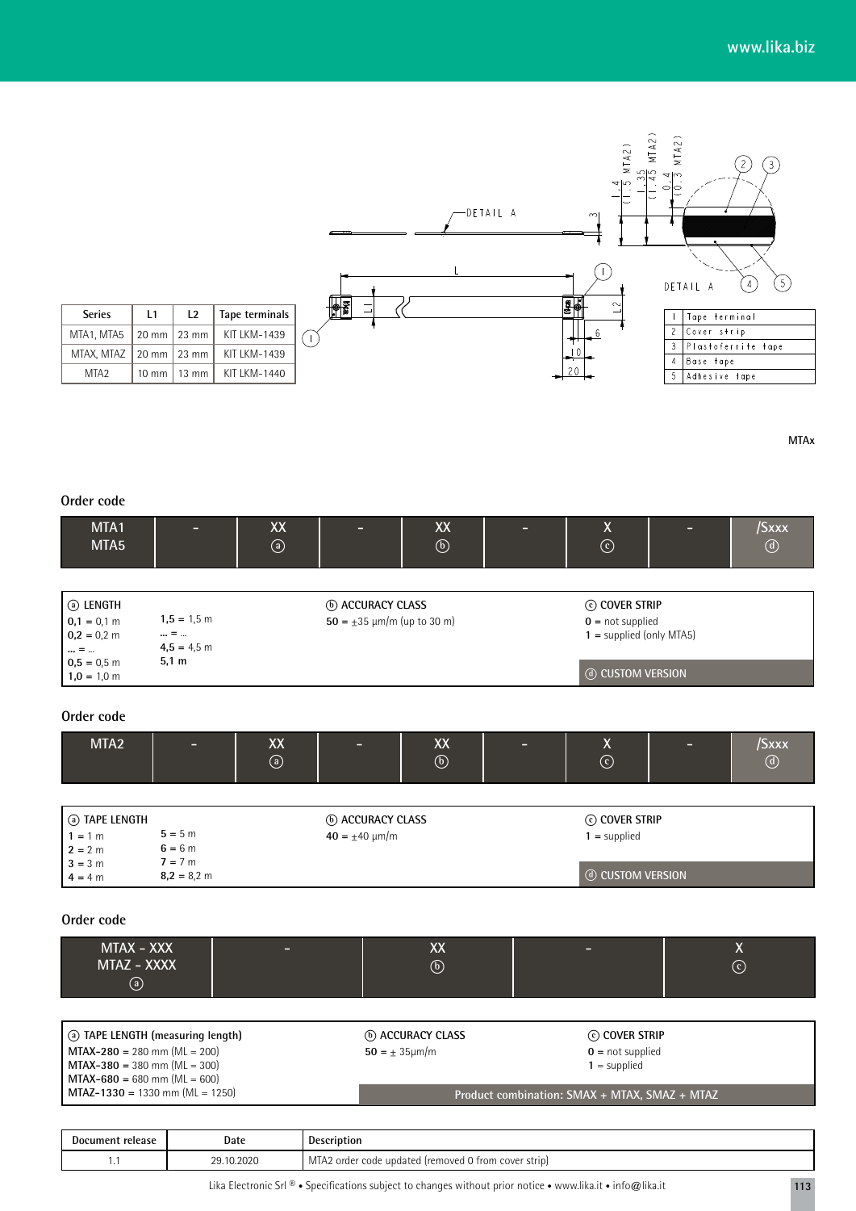| Series | L1 | L2 | Tape terminals |
|---|---|---|---|
| MTA1, MTA5 | 20 mm | 23 mm | KIT LKM-1439 |
| MTAX, MTAZ | 20 mm | 23 mm | KIT LKM-1439 |
| MTA2 | 10 mm | 13 mm | KIT LKM-1440 |

DETAIL A

L

L1

L2

6

10

20

3

1,4 (1,5 MTA2)

1,35 (1,45 MTA2)

0,4 (0,3 MTA2)

DETAIL A

| | |
|---|---|
| 1 | Tape terminal |
| 2 | Cover strip |
| 3 | Plastoferrite tape |
| 4 | Base tape |
| 5 | Adhesive tape |

MTAx

## Order code

| MTA1 MTA5 | - | XX ⓐ | - | XX ⓑ | - | X ⓒ | - | /Sxxx ⓓ |
|---|---|---|---|---|---|---|---|---|

| ⓐ LENGTH | | ⓑ ACCURACY CLASS | ⓒ COVER STRIP |
|---|---|---|---|
| **0,1** = 0,1 m | **1,5** = 1,5 m | **50** = ±35 µm/m (up to 30 m) | **0** = not supplied |
| **0,2** = 0,2 m | **...** = ... | | **1** = supplied (only MTA5) |
| **...** = ... | **4,5** = 4,5 m | | |
| **0,5** = 0,5 m | **5,1 m** | | ⓓ CUSTOM VERSION |
| **1,0** = 1,0 m | | | |

## Order code

| MTA2 | - | XX ⓐ | - | XX ⓑ | - | X ⓒ | - | /Sxxx ⓓ |
|---|---|---|---|---|---|---|---|---|

| ⓐ TAPE LENGTH | | ⓑ ACCURACY CLASS | ⓒ COVER STRIP |
|---|---|---|---|
| **1** = 1 m | **5** = 5 m | **40** = ±40 µm/m | **1** = supplied |
| **2** = 2 m | **6** = 6 m | | |
| **3** = 3 m | **7** = 7 m | | |
| **4** = 4 m | **8,2** = 8,2 m | | ⓓ CUSTOM VERSION |

## Order code

| MTAX - XXX MTAZ - XXXX ⓐ | - | XX ⓑ | - | X ⓒ |
|---|---|---|---|---|

| ⓐ TAPE LENGTH (measuring length) | ⓑ ACCURACY CLASS | ⓒ COVER STRIP |
|---|---|---|
| **MTAX-280** = 280 mm (ML = 200) | **50** = ± 35µm/m | **0** = not supplied |
| **MTAX-380** = 380 mm (ML = 300) | | **1** = supplied |
| **MTAX-680** = 680 mm (ML = 600) | | |
| **MTAZ-1330** = 1330 mm (ML = 1250) | Product combination: SMAX + MTAX, SMAZ + MTAZ | |

| Document release | Date | Description |
|---|---|---|
| 1.1 | 29.10.2020 | MTA2 order code updated (removed 0 from cover strip) |